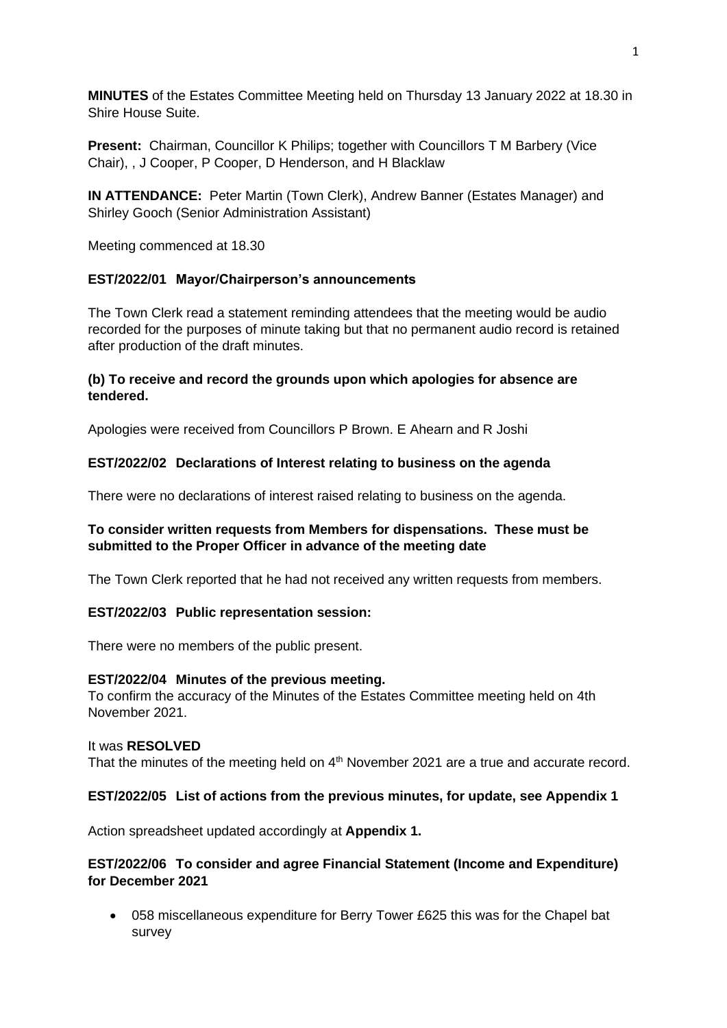**MINUTES** of the Estates Committee Meeting held on Thursday 13 January 2022 at 18.30 in Shire House Suite.

**Present:** Chairman, Councillor K Philips; together with Councillors T M Barbery (Vice Chair), , J Cooper, P Cooper, D Henderson, and H Blacklaw

**IN ATTENDANCE:** Peter Martin (Town Clerk), Andrew Banner (Estates Manager) and Shirley Gooch (Senior Administration Assistant)

Meeting commenced at 18.30

**EST/2022/01 Mayor/Chairperson's announcements**

The Town Clerk read a statement reminding attendees that the meeting would be audio recorded for the purposes of minute taking but that no permanent audio record is retained after production of the draft minutes.

**(b) To receive and record the grounds upon which apologies for absence are tendered.**

Apologies were received from Councillors P Brown. E Ahearn and R Joshi

**EST/2022/02 Declarations of Interest relating to business on the agenda**

There were no declarations of interest raised relating to business on the agenda.

**To consider written requests from Members for dispensations. These must be submitted to the Proper Officer in advance of the meeting date**

The Town Clerk reported that he had not received any written requests from members.

**EST/2022/03 Public representation session:**

There were no members of the public present.

**EST/2022/04 Minutes of the previous meeting.**

To confirm the accuracy of the Minutes of the Estates Committee meeting held on 4th November 2021.

It was **RESOLVED**

That the minutes of the meeting held on 4th November 2021 are a true and accurate record.

**EST/2022/05 List of actions from the previous minutes, for update, see Appendix 1**

Action spreadsheet updated accordingly at **Appendix 1.**

**EST/2022/06 To consider and agree Financial Statement (Income and Expenditure) for December 2021**

- 058 miscellaneous expenditure for Berry Tower £625 this was for the Chapel bat survey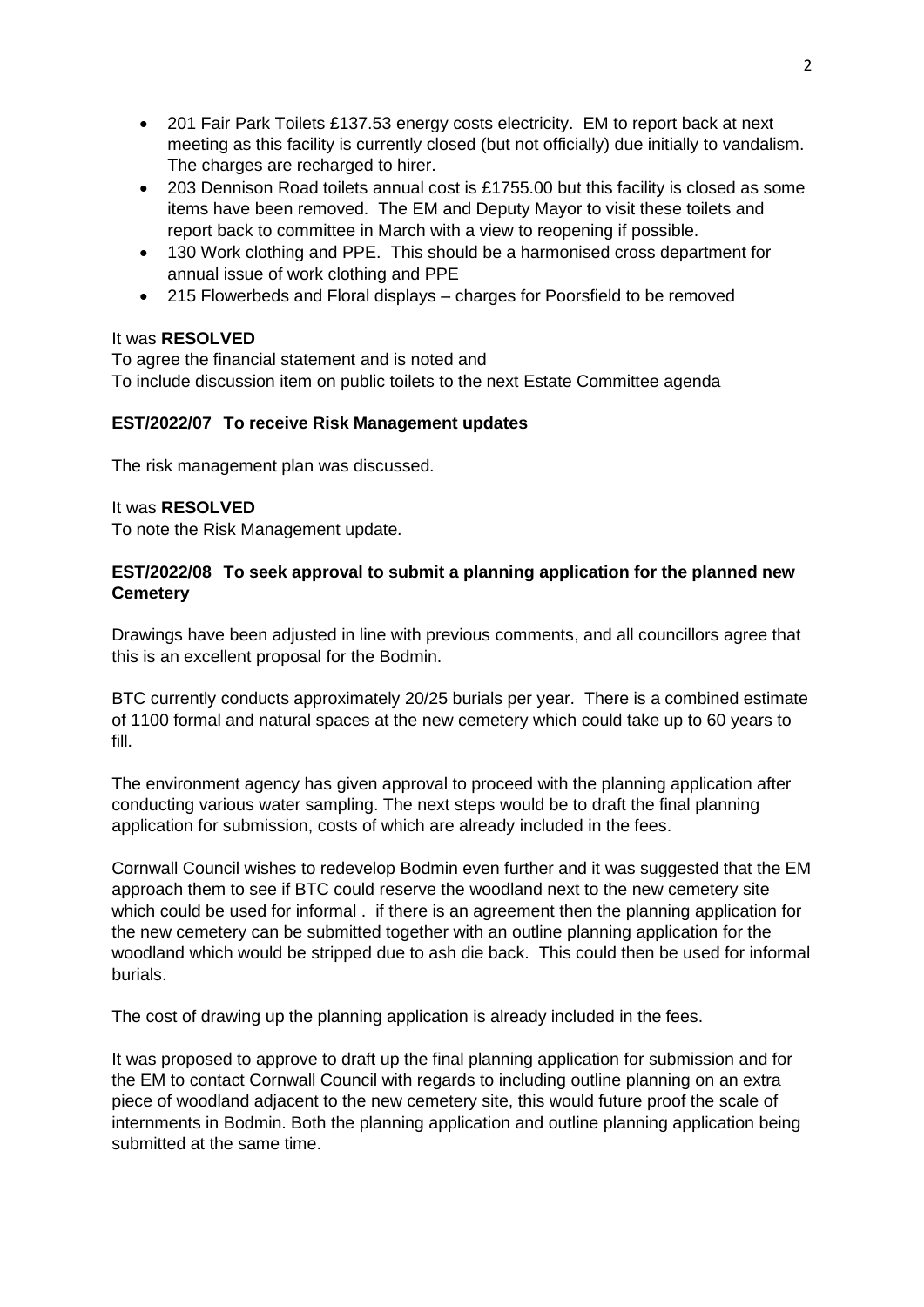- 201 Fair Park Toilets £137.53 energy costs electricity. EM to report back at next meeting as this facility is currently closed (but not officially) due initially to vandalism. The charges are recharged to hirer.
- 203 Dennison Road toilets annual cost is £1755.00 but this facility is closed as some items have been removed. The EM and Deputy Mayor to visit these toilets and report back to committee in March with a view to reopening if possible.
- 130 Work clothing and PPE. This should be a harmonised cross department for annual issue of work clothing and PPE
- 215 Flowerbeds and Floral displays – charges for Poorsfield to be removed

It was **RESOLVED**

To agree the financial statement and is noted and

To include discussion item on public toilets to the next Estate Committee agenda

**EST/2022/07 To receive Risk Management updates**

The risk management plan was discussed.

It was **RESOLVED**

To note the Risk Management update.

**EST/2022/08 To seek approval to submit a planning application for the planned new Cemetery**

Drawings have been adjusted in line with previous comments, and all councillors agree that this is an excellent proposal for the Bodmin.

BTC currently conducts approximately 20/25 burials per year. There is a combined estimate of 1100 formal and natural spaces at the new cemetery which could take up to 60 years to fill.

The environment agency has given approval to proceed with the planning application after conducting various water sampling. The next steps would be to draft the final planning application for submission, costs of which are already included in the fees.

Cornwall Council wishes to redevelop Bodmin even further and it was suggested that the EM approach them to see if BTC could reserve the woodland next to the new cemetery site which could be used for informal . if there is an agreement then the planning application for the new cemetery can be submitted together with an outline planning application for the woodland which would be stripped due to ash die back. This could then be used for informal burials.

The cost of drawing up the planning application is already included in the fees.

It was proposed to approve to draft up the final planning application for submission and for the EM to contact Cornwall Council with regards to including outline planning on an extra piece of woodland adjacent to the new cemetery site, this would future proof the scale of internments in Bodmin. Both the planning application and outline planning application being submitted at the same time.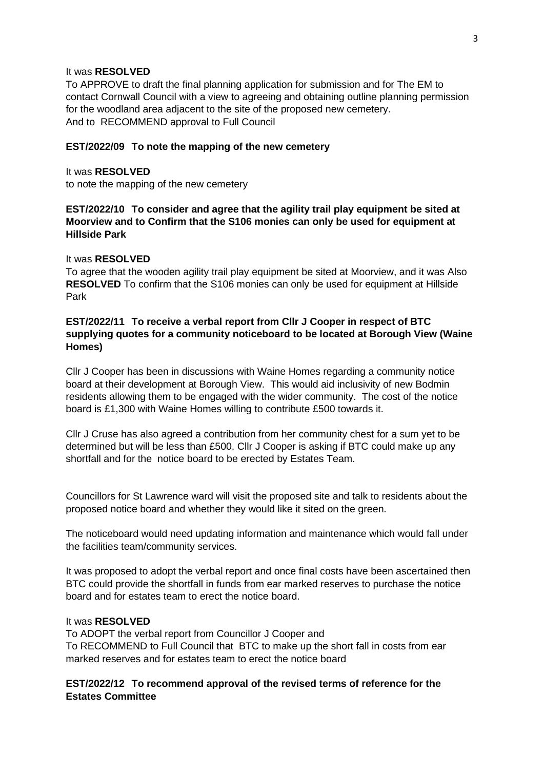It was **RESOLVED**

To APPROVE to draft the final planning application for submission and for The EM to contact Cornwall Council with a view to agreeing and obtaining outline planning permission for the woodland area adjacent to the site of the proposed new cemetery.
And to RECOMMEND approval to Full Council

**EST/2022/09 To note the mapping of the new cemetery**

It was **RESOLVED**

to note the mapping of the new cemetery

**EST/2022/10 To consider and agree that the agility trail play equipment be sited at Moorview and to Confirm that the S106 monies can only be used for equipment at Hillside Park**

It was **RESOLVED**

To agree that the wooden agility trail play equipment be sited at Moorview, and it was Also **RESOLVED** To confirm that the S106 monies can only be used for equipment at Hillside Park

**EST/2022/11 To receive a verbal report from Cllr J Cooper in respect of BTC supplying quotes for a community noticeboard to be located at Borough View (Waine Homes)**

Cllr J Cooper has been in discussions with Waine Homes regarding a community notice board at their development at Borough View. This would aid inclusivity of new Bodmin residents allowing them to be engaged with the wider community. The cost of the notice board is £1,300 with Waine Homes willing to contribute £500 towards it.

Cllr J Cruse has also agreed a contribution from her community chest for a sum yet to be determined but will be less than £500. Cllr J Cooper is asking if BTC could make up any shortfall and for the notice board to be erected by Estates Team.

Councillors for St Lawrence ward will visit the proposed site and talk to residents about the proposed notice board and whether they would like it sited on the green.

The noticeboard would need updating information and maintenance which would fall under the facilities team/community services.

It was proposed to adopt the verbal report and once final costs have been ascertained then BTC could provide the shortfall in funds from ear marked reserves to purchase the notice board and for estates team to erect the notice board.

It was **RESOLVED**

To ADOPT the verbal report from Councillor J Cooper and
To RECOMMEND to Full Council that BTC to make up the short fall in costs from ear marked reserves and for estates team to erect the notice board

**EST/2022/12 To recommend approval of the revised terms of reference for the Estates Committee**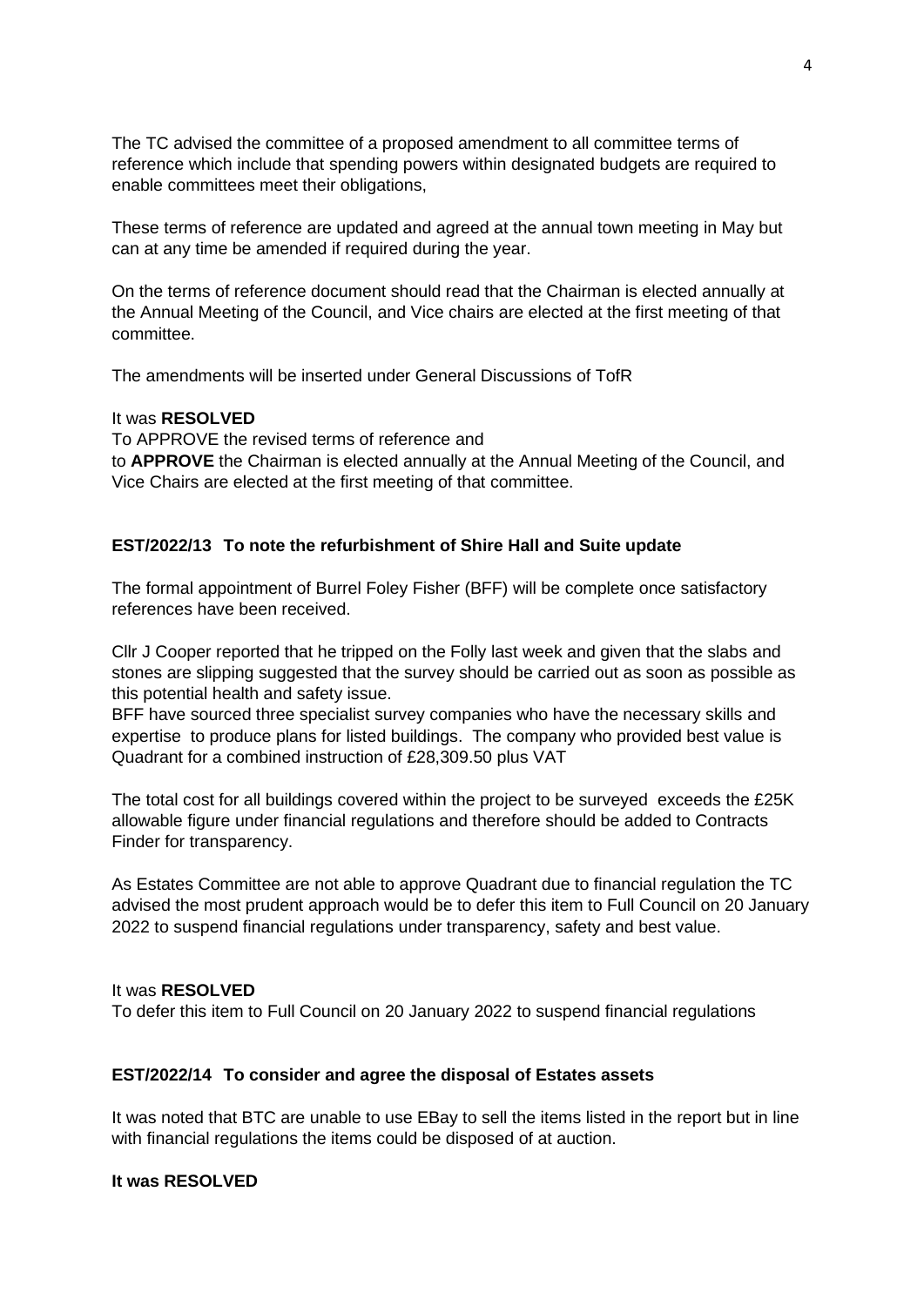The TC advised the committee of a proposed amendment to all committee terms of reference which include that spending powers within designated budgets are required to enable committees meet their obligations,

These terms of reference are updated and agreed at the annual town meeting in May but can at any time be amended if required during the year.

On the terms of reference document should read that the Chairman is elected annually at the Annual Meeting of the Council, and Vice chairs are elected at the first meeting of that committee.

The amendments will be inserted under General Discussions of TofR

It was **RESOLVED**

To APPROVE the revised terms of reference and

to **APPROVE** the Chairman is elected annually at the Annual Meeting of the Council, and Vice Chairs are elected at the first meeting of that committee.

**EST/2022/13 To note the refurbishment of Shire Hall and Suite update**

The formal appointment of Burrel Foley Fisher (BFF) will be complete once satisfactory references have been received.

Cllr J Cooper reported that he tripped on the Folly last week and given that the slabs and stones are slipping suggested that the survey should be carried out as soon as possible as this potential health and safety issue.

BFF have sourced three specialist survey companies who have the necessary skills and expertise to produce plans for listed buildings. The company who provided best value is Quadrant for a combined instruction of £28,309.50 plus VAT

The total cost for all buildings covered within the project to be surveyed exceeds the £25K allowable figure under financial regulations and therefore should be added to Contracts Finder for transparency.

As Estates Committee are not able to approve Quadrant due to financial regulation the TC advised the most prudent approach would be to defer this item to Full Council on 20 January 2022 to suspend financial regulations under transparency, safety and best value.

It was **RESOLVED**

To defer this item to Full Council on 20 January 2022 to suspend financial regulations

**EST/2022/14 To consider and agree the disposal of Estates assets**

It was noted that BTC are unable to use EBay to sell the items listed in the report but in line with financial regulations the items could be disposed of at auction.

**It was RESOLVED**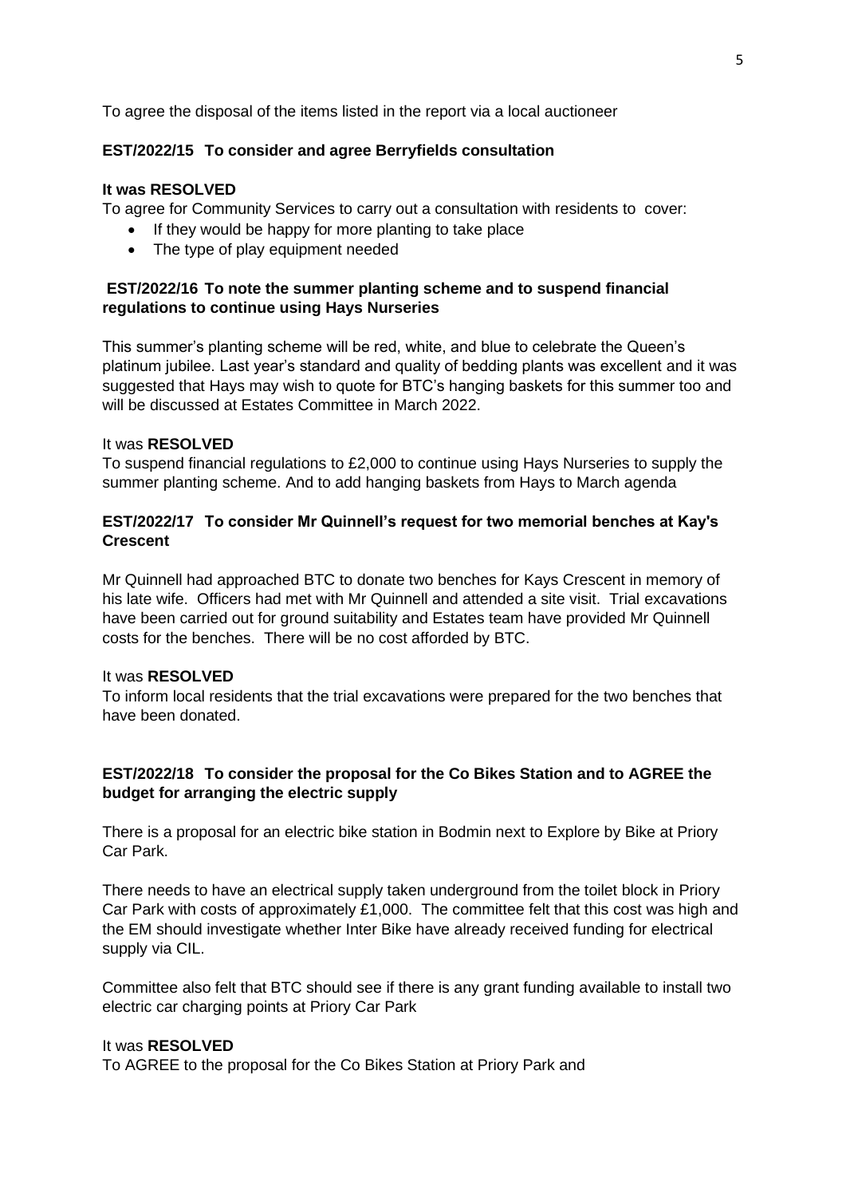To agree the disposal of the items listed in the report via a local auctioneer

**EST/2022/15 To consider and agree Berryfields consultation**

**It was RESOLVED**

To agree for Community Services to carry out a consultation with residents to cover:

- If they would be happy for more planting to take place
- The type of play equipment needed

**EST/2022/16 To note the summer planting scheme and to suspend financial regulations to continue using Hays Nurseries**

This summer's planting scheme will be red, white, and blue to celebrate the Queen's platinum jubilee. Last year's standard and quality of bedding plants was excellent and it was suggested that Hays may wish to quote for BTC's hanging baskets for this summer too and will be discussed at Estates Committee in March 2022.

It was **RESOLVED**

To suspend financial regulations to £2,000 to continue using Hays Nurseries to supply the summer planting scheme. And to add hanging baskets from Hays to March agenda

**EST/2022/17 To consider Mr Quinnell's request for two memorial benches at Kay's Crescent**

Mr Quinnell had approached BTC to donate two benches for Kays Crescent in memory of his late wife. Officers had met with Mr Quinnell and attended a site visit. Trial excavations have been carried out for ground suitability and Estates team have provided Mr Quinnell costs for the benches. There will be no cost afforded by BTC.

It was **RESOLVED**

To inform local residents that the trial excavations were prepared for the two benches that have been donated.

**EST/2022/18 To consider the proposal for the Co Bikes Station and to AGREE the budget for arranging the electric supply**

There is a proposal for an electric bike station in Bodmin next to Explore by Bike at Priory Car Park.

There needs to have an electrical supply taken underground from the toilet block in Priory Car Park with costs of approximately £1,000. The committee felt that this cost was high and the EM should investigate whether Inter Bike have already received funding for electrical supply via CIL.

Committee also felt that BTC should see if there is any grant funding available to install two electric car charging points at Priory Car Park

It was **RESOLVED**

To AGREE to the proposal for the Co Bikes Station at Priory Park and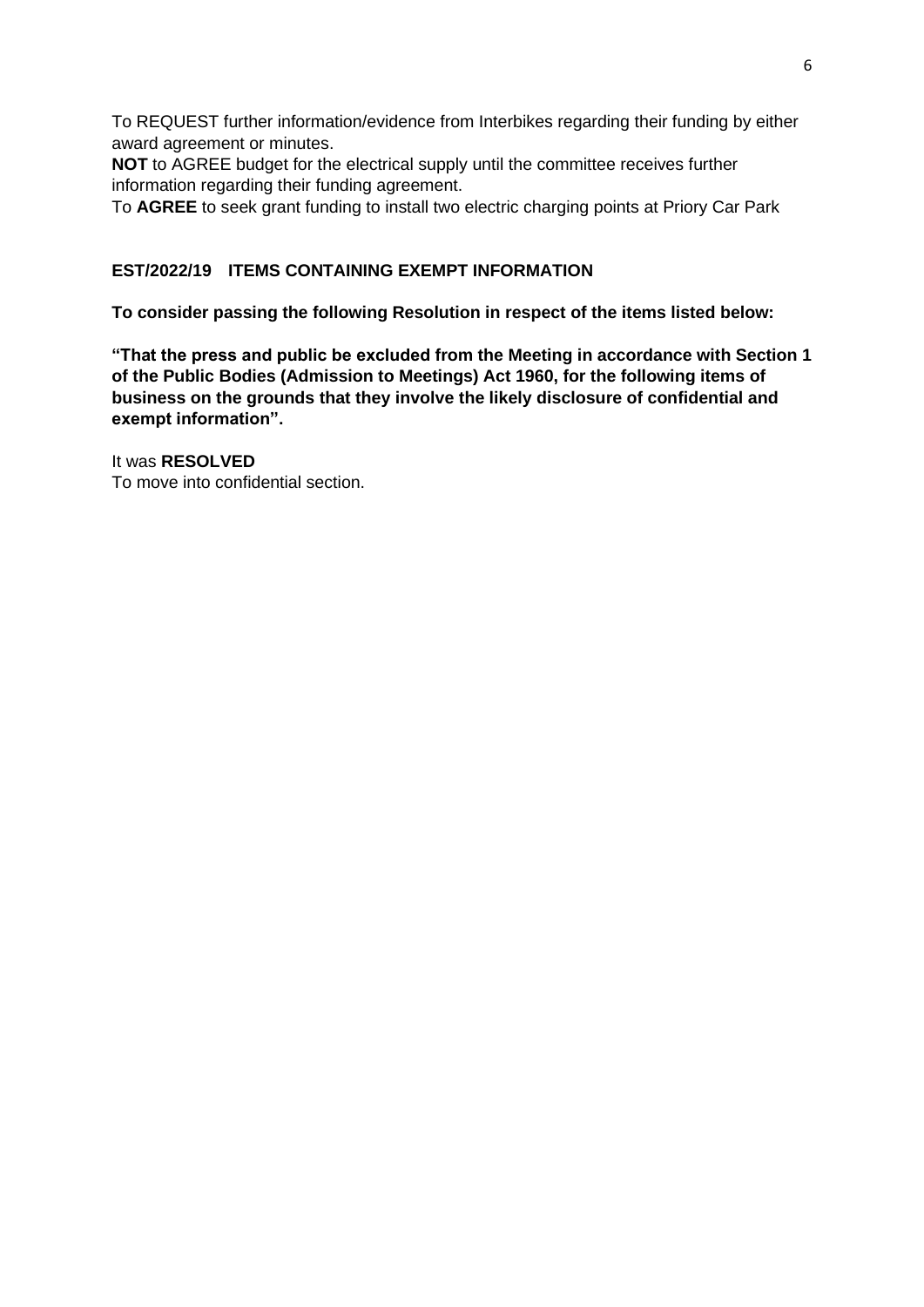To REQUEST further information/evidence from Interbikes regarding their funding by either award agreement or minutes.
**NOT** to AGREE budget for the electrical supply until the committee receives further information regarding their funding agreement.
To **AGREE** to seek grant funding to install two electric charging points at Priory Car Park

**EST/2022/19 ITEMS CONTAINING EXEMPT INFORMATION**

**To consider passing the following Resolution in respect of the items listed below:**

**"That the press and public be excluded from the Meeting in accordance with Section 1 of the Public Bodies (Admission to Meetings) Act 1960, for the following items of business on the grounds that they involve the likely disclosure of confidential and exempt information".**

It was **RESOLVED**
To move into confidential section.